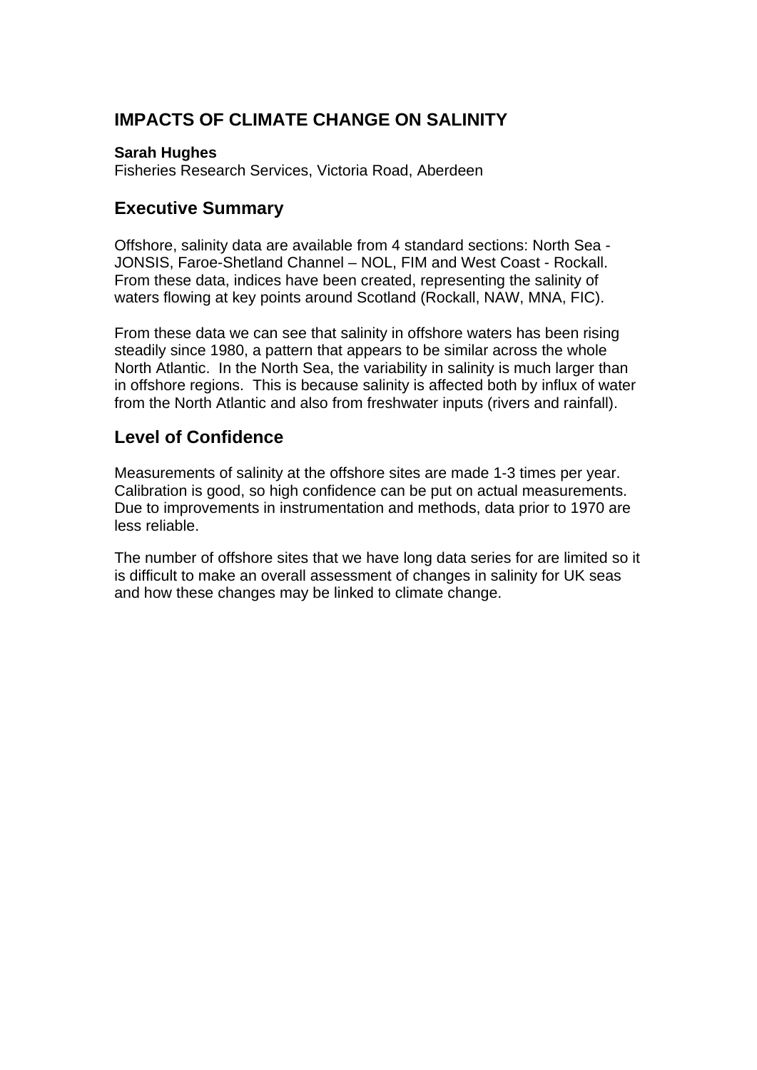# IMPACTS OF CLIMATE CHANGE ON SALINITY

**Sarah Hughes**
Fisheries Research Services, Victoria Road, Aberdeen

## Executive Summary

Offshore, salinity data are available from 4 standard sections: North Sea - JONSIS, Faroe-Shetland Channel – NOL, FIM and West Coast - Rockall. From these data, indices have been created, representing the salinity of waters flowing at key points around Scotland (Rockall, NAW, MNA, FIC).

From these data we can see that salinity in offshore waters has been rising steadily since 1980, a pattern that appears to be similar across the whole North Atlantic. In the North Sea, the variability in salinity is much larger than in offshore regions. This is because salinity is affected both by influx of water from the North Atlantic and also from freshwater inputs (rivers and rainfall).

## Level of Confidence

Measurements of salinity at the offshore sites are made 1-3 times per year. Calibration is good, so high confidence can be put on actual measurements. Due to improvements in instrumentation and methods, data prior to 1970 are less reliable.

The number of offshore sites that we have long data series for are limited so it is difficult to make an overall assessment of changes in salinity for UK seas and how these changes may be linked to climate change.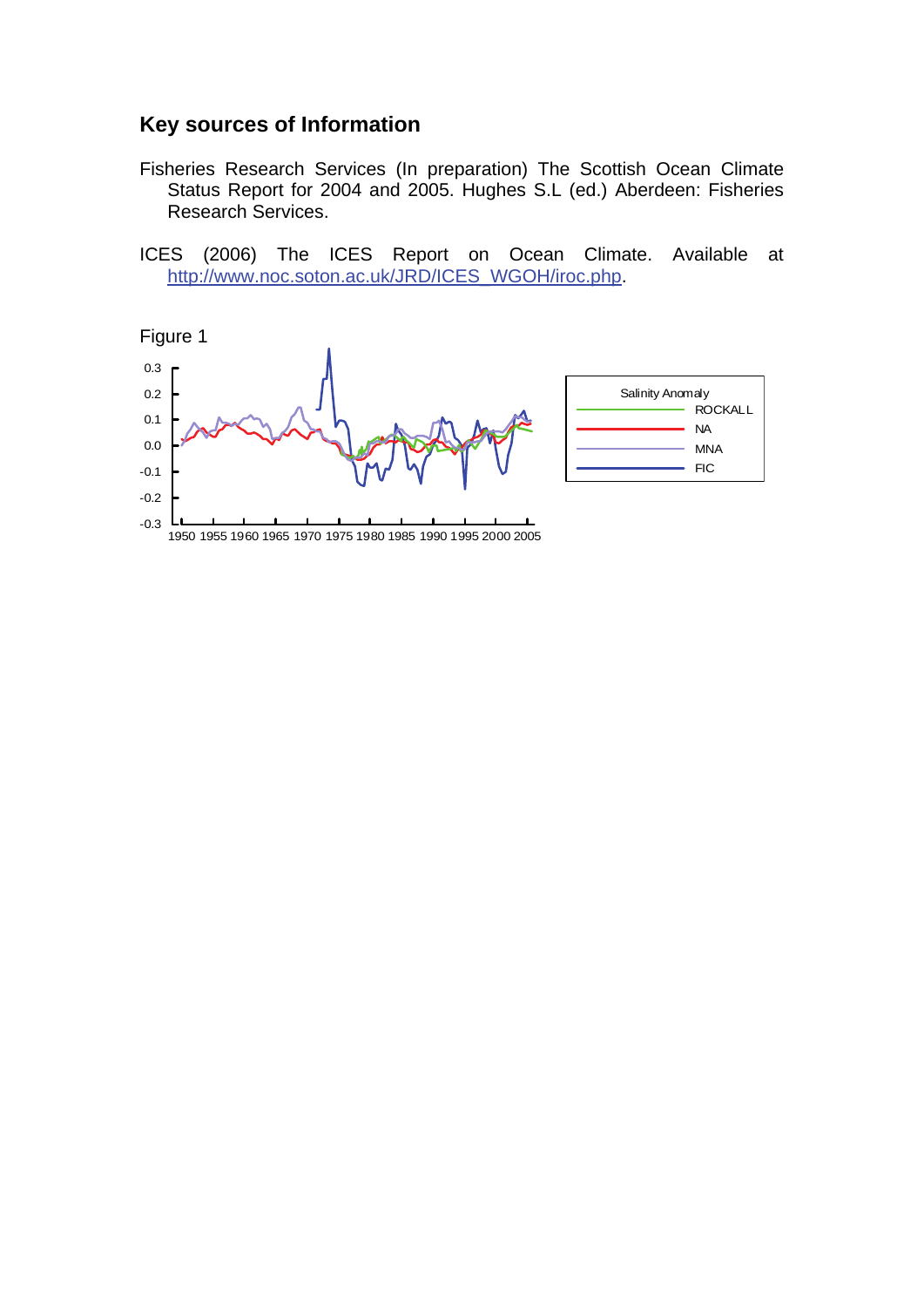## Key sources of Information

Fisheries Research Services (In preparation) The Scottish Ocean Climate Status Report for 2004 and 2005. Hughes S.L (ed.) Aberdeen: Fisheries Research Services.

ICES (2006) The ICES Report on Ocean Climate. Available at http://www.noc.soton.ac.uk/JRD/ICES_WGOH/iroc.php.

Figure 1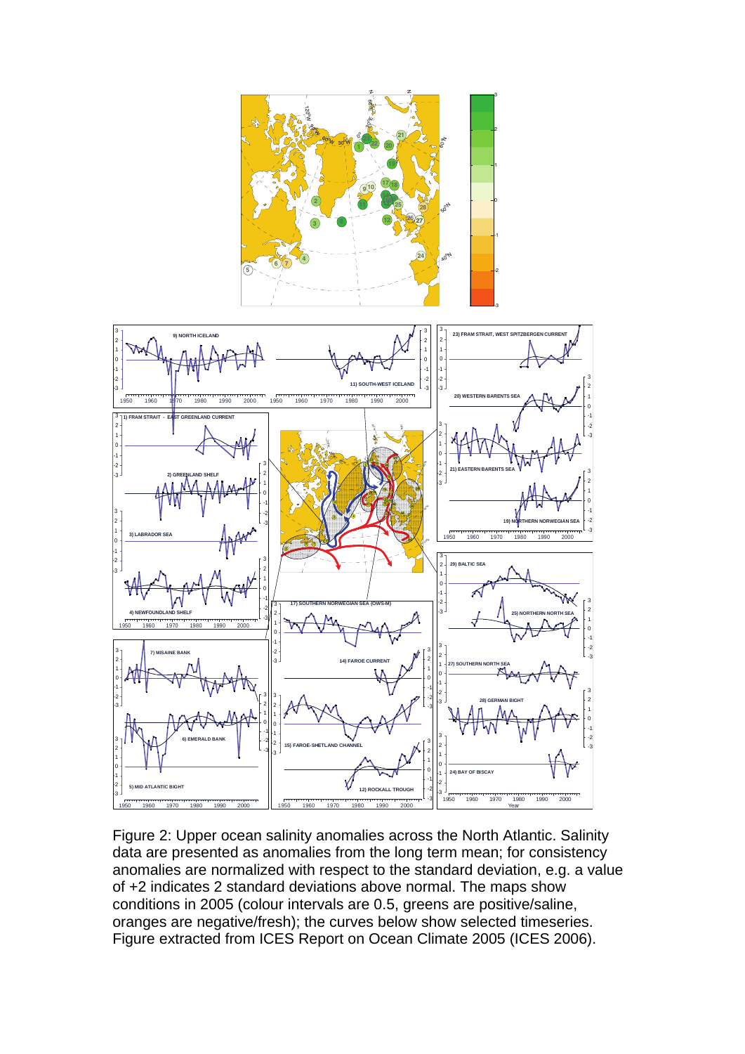Figure 2: Upper ocean salinity anomalies across the North Atlantic. Salinity data are presented as anomalies from the long term mean; for consistency anomalies are normalized with respect to the standard deviation, e.g. a value of +2 indicates 2 standard deviations above normal. The maps show conditions in 2005 (colour intervals are 0.5, greens are positive/saline, oranges are negative/fresh); the curves below show selected timeseries. Figure extracted from ICES Report on Ocean Climate 2005 (ICES 2006).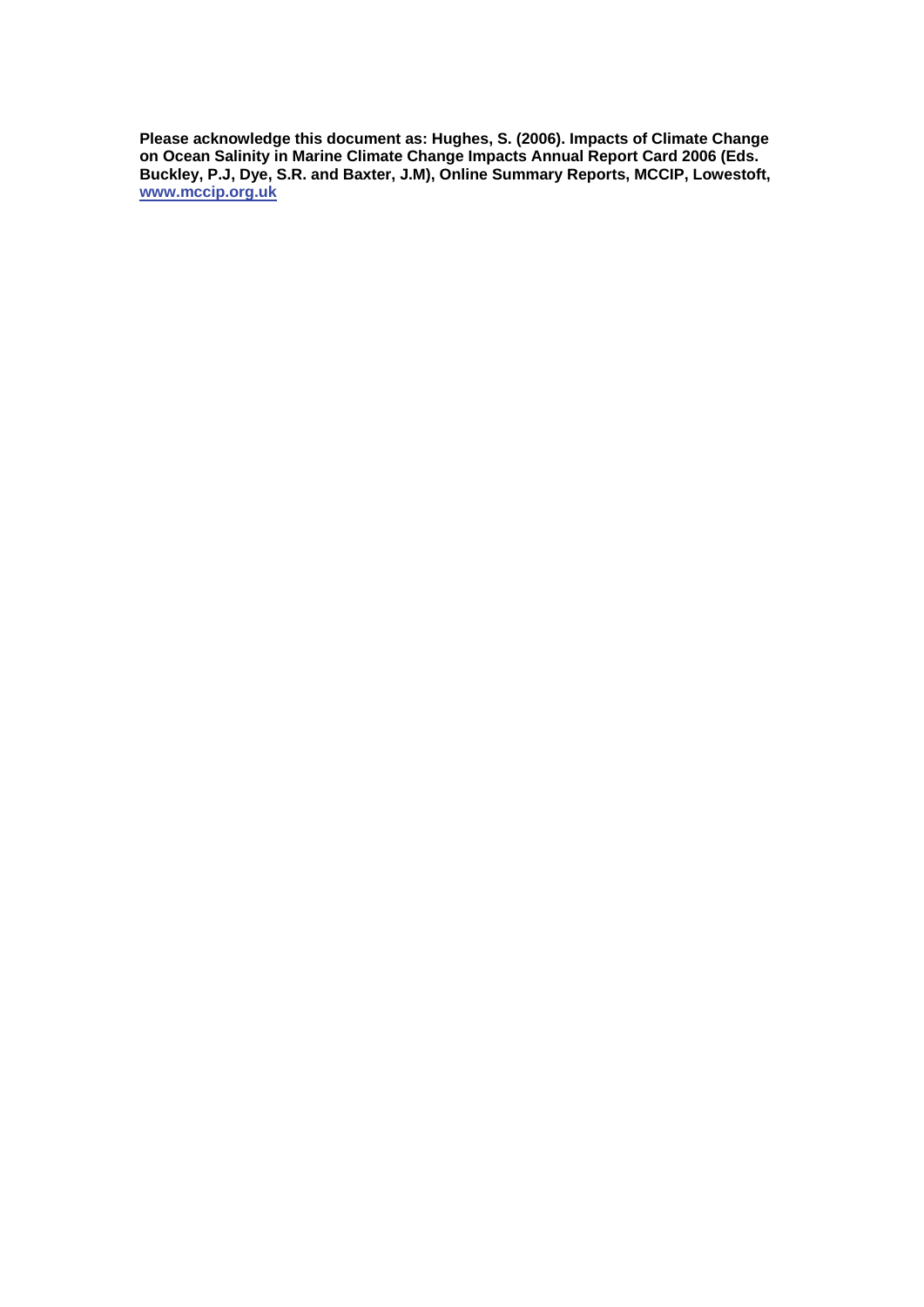**Please acknowledge this document as: Hughes, S. (2006). Impacts of Climate Change on Ocean Salinity in Marine Climate Change Impacts Annual Report Card 2006 (Eds. Buckley, P.J, Dye, S.R. and Baxter, J.M), Online Summary Reports, MCCIP, Lowestoft, [www.mccip.org.uk](http://www.mccip.org.uk)**